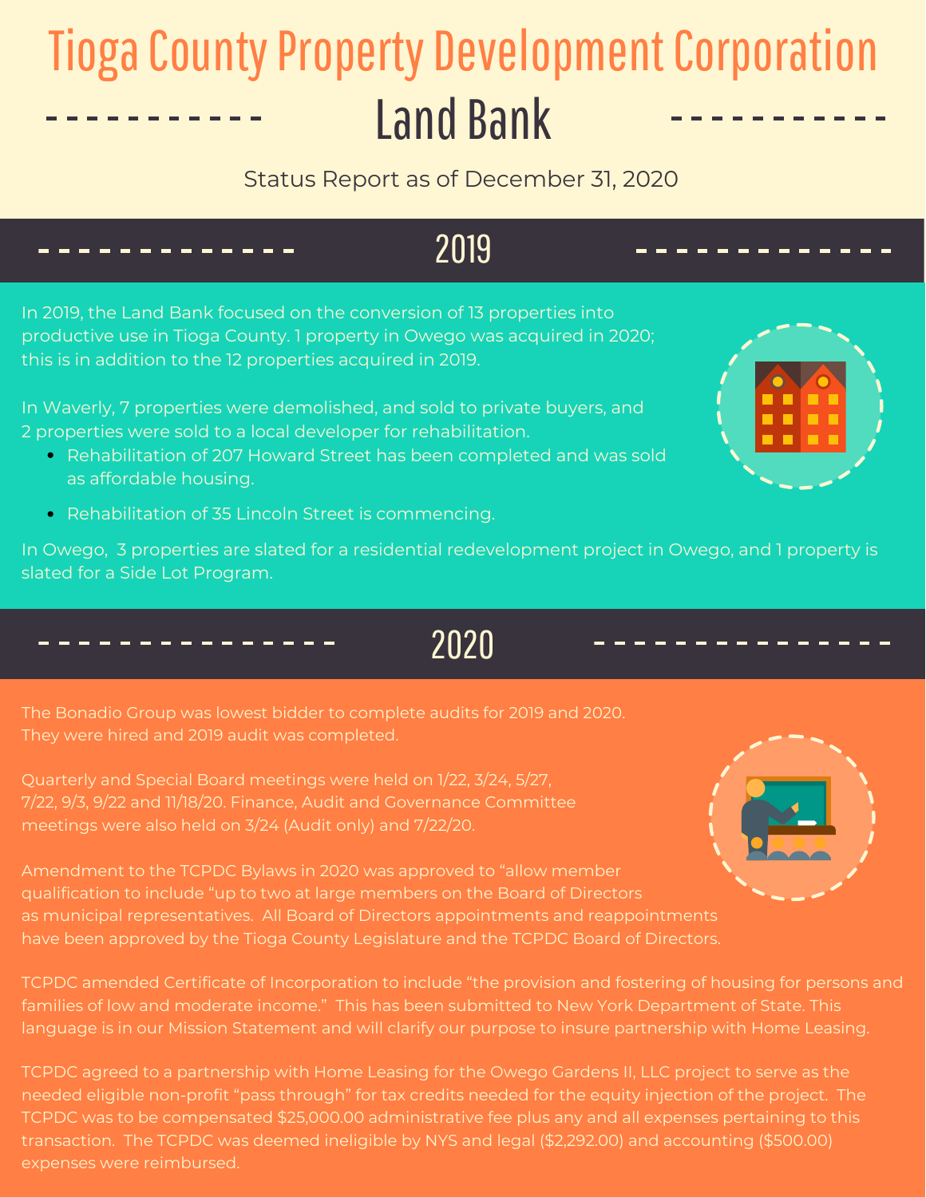# Tioga County Property Development Corporation

## Land Bank

Status Report as of December 31, 2020

## 2019

In 2019, the Land Bank focused on the conversion of 13 properties into productive use in Tioga County. 1 property in Owego was acquired in 2020; this is in addition to the 12 properties acquired in 2019.

In Waverly, 7 properties were demolished, and sold to private buyers, and 2 properties were sold to a local developer for rehabilitation.

- Rehabilitation of 207 Howard Street has been completed and was sold as affordable housing.
- Rehabilitation of 35 Lincoln Street is commencing.

In Owego, 3 properties are slated for a residential redevelopment project in Owego, and 1 property is slated for a Side Lot Program.

## 2020

The Bonadio Group was lowest bidder to complete audits for 2019 and 2020. They were hired and 2019 audit was completed.

Quarterly and Special Board meetings were held on 1/22, 3/24, 5/27, 7/22, 9/3, 9/22 and 11/18/20. Finance, Audit and Governance Committee meetings were also held on 3/24 (Audit only) and 7/22/20.

Amendment to the TCPDC Bylaws in 2020 was approved to "allow member qualification to include "up to two at large members on the Board of Directors as municipal representatives. All Board of Directors appointments and reappointments have been approved by the Tioga County Legislature and the TCPDC Board of Directors.

TCPDC amended Certificate of Incorporation to include "the provision and fostering of housing for persons and families of low and moderate income." This has been submitted to New York Department of State. This language is in our Mission Statement and will clarify our purpose to insure partnership with Home Leasing.

TCPDC agreed to a partnership with Home Leasing for the Owego Gardens II, LLC project to serve as the needed eligible non-profit "pass through" for tax credits needed for the equity injection of the project. The TCPDC was to be compensated $25,000.00 administrative fee plus any and all expenses pertaining to this transaction. The TCPDC was deemed ineligible by NYS and legal ($2,292.00) and accounting ($500.00) expenses were reimbursed.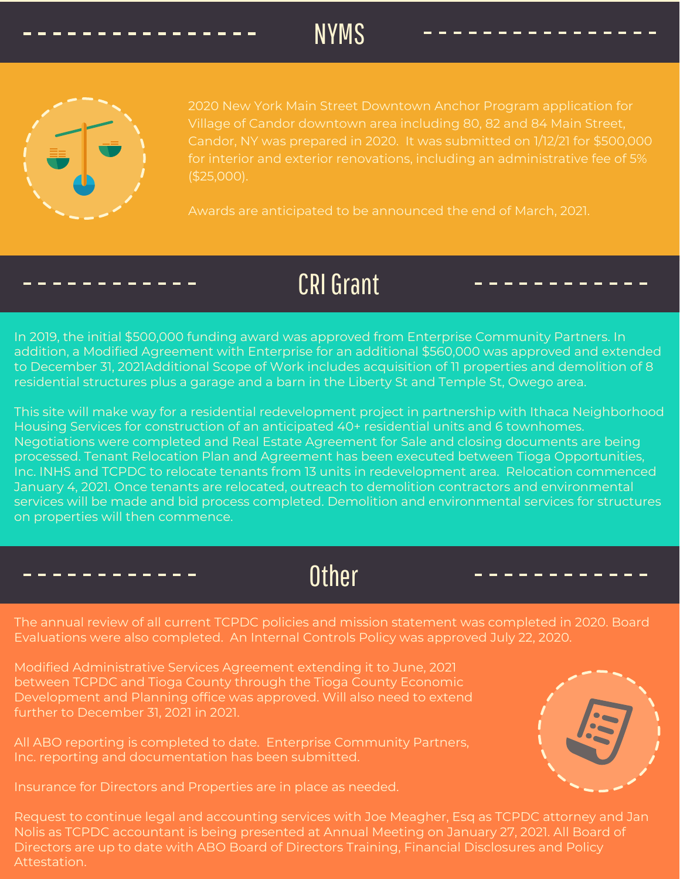## NYMS

2020 New York Main Street Downtown Anchor Program application for Village of Candor downtown area including 80, 82 and 84 Main Street, Candor, NY was prepared in 2020. It was submitted on 1/12/21 for $500,000 for interior and exterior renovations, including an administrative fee of 5% ($25,000).

Awards are anticipated to be announced the end of March, 2021.

## CRI Grant

In 2019, the initial $500,000 funding award was approved from Enterprise Community Partners. In addition, a Modified Agreement with Enterprise for an additional $560,000 was approved and extended to December 31, 2021Additional Scope of Work includes acquisition of 11 properties and demolition of 8 residential structures plus a garage and a barn in the Liberty St and Temple St, Owego area.

This site will make way for a residential redevelopment project in partnership with Ithaca Neighborhood Housing Services for construction of an anticipated 40+ residential units and 6 townhomes. Negotiations were completed and Real Estate Agreement for Sale and closing documents are being processed. Tenant Relocation Plan and Agreement has been executed between Tioga Opportunities, Inc. INHS and TCPDC to relocate tenants from 13 units in redevelopment area. Relocation commenced January 4, 2021. Once tenants are relocated, outreach to demolition contractors and environmental services will be made and bid process completed. Demolition and environmental services for structures on properties will then commence.

## Other

The annual review of all current TCPDC policies and mission statement was completed in 2020. Board Evaluations were also completed. An Internal Controls Policy was approved July 22, 2020.

Modified Administrative Services Agreement extending it to June, 2021 between TCPDC and Tioga County through the Tioga County Economic Development and Planning office was approved. Will also need to extend further to December 31, 2021 in 2021.

All ABO reporting is completed to date. Enterprise Community Partners, Inc. reporting and documentation has been submitted.

Insurance for Directors and Properties are in place as needed.

Request to continue legal and accounting services with Joe Meagher, Esq as TCPDC attorney and Jan Nolis as TCPDC accountant is being presented at Annual Meeting on January 27, 2021. All Board of Directors are up to date with ABO Board of Directors Training, Financial Disclosures and Policy Attestation.